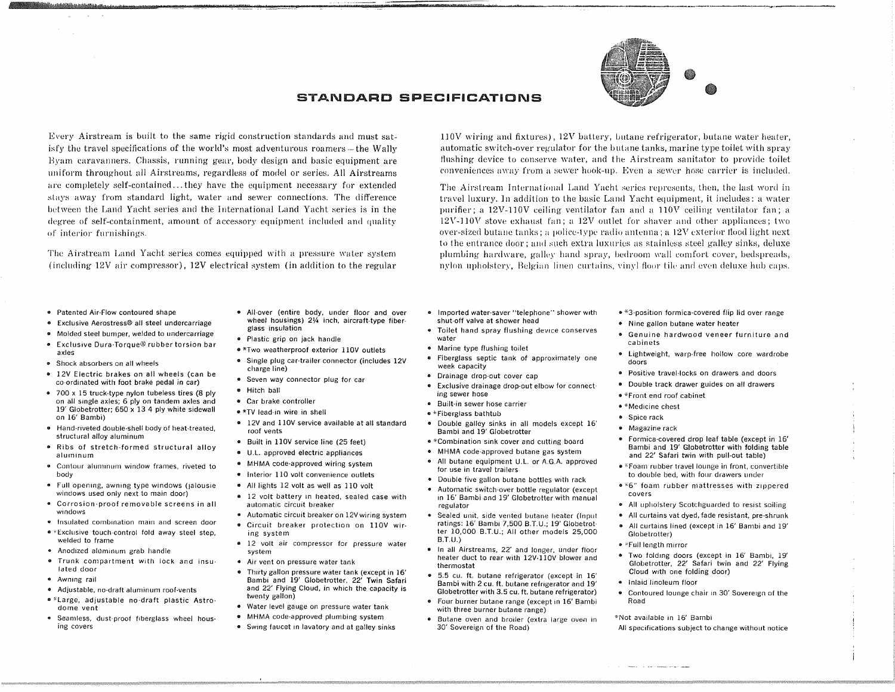# STANDARD SPECIFICATIONS

Every Airstream is built to the same rigid construction standards and must satisfy the travel specifications of the world's most adventurous roamers – the Wally Byam caravanners. Chassis, running gear, body design and basic equipment are uniform throughout all Airstreams, regardless of model or series. All Airstreams are completely self-contained... they have the equipment necessary for extended stays away from standard light, water and sewer connections. The difference between the Land Yacht series and the International Land Yacht series is in the degree of self-containment, amount of accessory equipment included and quality of interior furnishings.

The Airstream Land Yacht series comes equipped with a pressure water system (including 12V air compressor), 12V electrical system (in addition to the regular 110V wiring and fixtures), 12V battery, butane refrigerator, butane water heater, automatic switch-over regulator for the butane tanks, marine type toilet with spray flushing device to conserve water, and the Airstream sanitator to provide toilet conveniences away from a sewer hook-up. Even a sewer hose carrier is included.

The Airstream International Land Yacht series represents, then, the last word in travel luxury. In addition to the basic Land Yacht equipment, it includes: a water purifier; a 12V-110V ceiling ventilator fan and a 110V ceiling ventilator fan; a 12V-110V stove exhaust fan; a 12V outlet for shaver and other appliances; two over-sized butane tanks; a police-type radio antenna; a 12V exterior flood light next to the entrance door; and such extra luxuries as stainless steel galley sinks, deluxe plumbing hardware, galley hand spray, bedroom wall comfort cover, bedspreads, nylon upholstery, Belgian linen curtains, vinyl floor tile and even deluxe hub caps.

- Patented Air-Flow contoured shape
- Exclusive Aerostress® all steel undercarriage
- Molded steel bumper, welded to undercarriage
- Exclusive Dura-Torque® rubber torsion bar axles
- Shock absorbers on all wheels
- 12V Electric brakes on all wheels (can be co-ordinated with foot brake pedal in car)
- 700 x 15 truck-type nylon tubeless tires (8 ply on all single axles; 6 ply on tandem axles and 19' Globetrotter; 650 x 13 4 ply white sidewall on 16' Bambi)
- Hand-riveted double-shell body of heat-treated, structural alloy aluminum
- Ribs of stretch-formed structural alloy aluminum
- Contour aluminum window frames, riveted to body
- Full opening, awning type windows (jalousie windows used only next to main door)
- Corrosion-proof removable screens in all windows
- Insulated combination main and screen door
- *Exclusive touch-control fold away steel step, welded to frame
- Anodized aluminum grab handle
- Trunk compartment with lock and insulated door
- Awning rail
- Adjustable, no-draft aluminum roof-vents
- *Large, adjustable no-draft plastic Astrodome vent
- Seamless, dust-proof fiberglass wheel housing covers
- All-over (entire body, under floor and over wheel housings) 2¼ inch, aircraft-type fiberglass insulation
- Plastic grip on jack handle
- *Two weatherproof exterior 110V outlets
- Single plug car-trailer connector (includes 12V charge line)
- Seven way connector plug for car
- Hitch ball
- Car brake controller
- *TV lead-in wire in shell
- 12V and 110V service available at all standard roof vents
- Built in 110V service line (25 feet)
- U.L. approved electric appliances
- MHMA code-approved wiring system
- Interior 110 volt convenience outlets
- All lights 12 volt as well as 110 volt
- 12 volt battery in heated, sealed case with automatic circuit breaker
- Automatic circuit breaker on 12V wiring system
- Circuit breaker protection on 110V wiring system
- 12 volt air compressor for pressure water system
- Air vent on pressure water tank
- Thirty gallon pressure water tank (except in 16' Bambi and 19' Globetrotter, 22' Twin Safari and 22' Flying Cloud, in which the capacity is twenty gallon)
- Water level gauge on pressure water tank
- MHMA code-approved plumbing system
- Swing faucet in lavatory and at galley sinks
- Imported water-saver "telephone" shower with shut-off valve at shower head
- Toilet hand spray flushing device conserves water
- Marine type flushing toilet
- Fiberglass septic tank of approximately one week capacity
- Drainage drop-out cover cap
- Exclusive drainage drop-out elbow for connecting sewer hose
- Built-in sewer hose carrier
- *Fiberglass bathtub
- Double galley sinks in all models except 16' Bambi and 19' Globetrotter
- *Combination sink cover and cutting board
- MHMA code-approved butane gas system
- All butane equipment U.L. or A.G.A. approved for use in travel trailers
- Double five gallon butane bottles with rack
- Automatic switch-over bottle regulator (except in 16' Bambi and 19' Globetrotter with manual regulator
- Sealed unit, side vented butane heater (Input ratings: 16' Bambi 7,500 B.T.U.; 19' Globetrotter 10,000 B.T.U.; All other models 25,000 B.T.U.)
- In all Airstreams, 22' and longer, under floor heater duct to rear with 12V-110V blower and thermostat
- 5.5 cu. ft. butane refrigerator (except in 16' Bambi with 2 cu. ft. butane refrigerator and 19' Globetrotter with 3.5 cu. ft. butane refrigerator)
- Four burner butane range (except in 16' Bambi with three burner butane range)
- Butane oven and broiler (extra large oven in 30' Sovereign of the Road)
- *3-position formica-covered flip lid over range
- Nine gallon butane water heater
- Genuine hardwood veneer furniture and cabinets
- Lightweight, warp-free hollow core wardrobe doors
- Positive travel-locks on drawers and doors
- Double track drawer guides on all drawers
- *Front end roof cabinet
- *Medicine chest
- Spice rack
- Magazine rack
- Formica-covered drop leaf table (except in 16' Bambi and 19' Globetrotter with folding table and 22' Safari twin with pull-out table)
- *Foam rubber travel lounge in front, convertible to double bed, with four drawers under
- *6" foam rubber mattresses with zippered covers
- All upholstery Scotchguarded to resist soiling
- All curtains vat dyed, fade resistant, pre-shrunk
- All curtains lined (except in 16' Bambi and 19' Globetrotter)
- *Full length mirror
- Two folding doors (except in 16' Bambi, 19' Globetrotter, 22' Safari twin and 22' Flying Cloud with one folding door)
- Inlaid linoleum floor
- Contoured lounge chair in 30' Sovereign of the Road

*Not available in 16' Bambi

All specifications subject to change without notice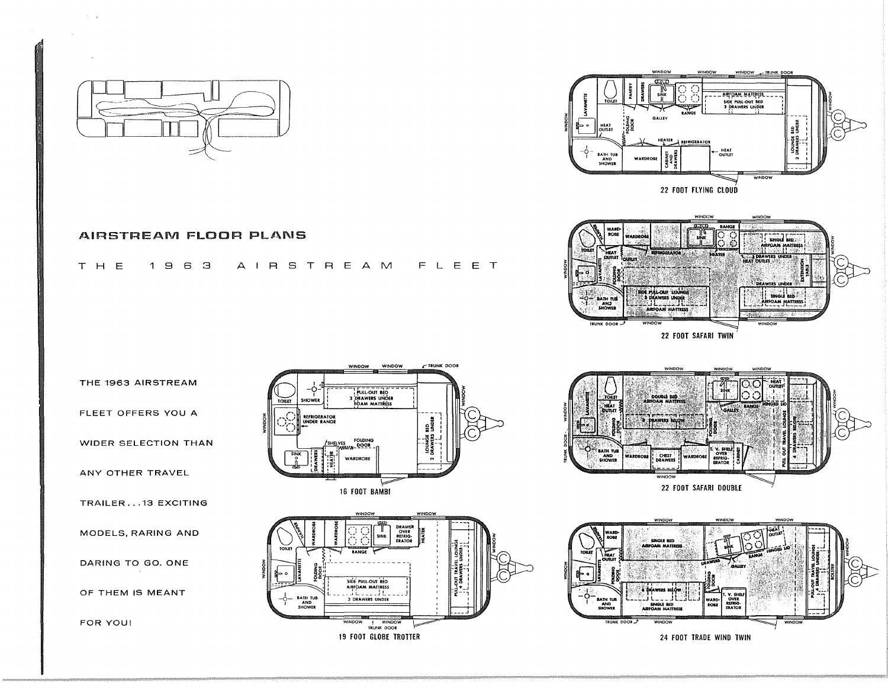# AIRSTREAM FLOOR PLANS

## THE 1963 AIRSTREAM FLEET

THE 1963 AIRSTREAM FLEET OFFERS YOU A WIDER SELECTION THAN ANY OTHER TRAVEL TRAILER... 13 EXCITING MODELS, RARING AND DARING TO GO. ONE OF THEM IS MEANT FOR YOU!

16 FOOT BAMBI

19 FOOT GLOBE TROTTER

22 FOOT FLYING CLOUD

22 FOOT SAFARI TWIN

22 FOOT SAFARI DOUBLE

24 FOOT TRADE WIND TWIN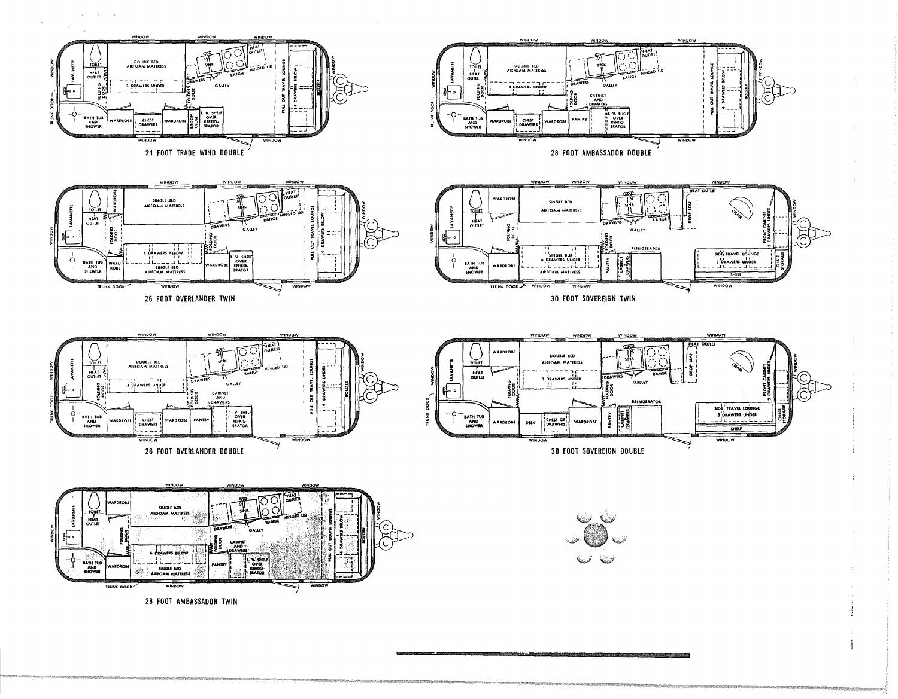24 FOOT TRADE WIND DOUBLE

28 FOOT AMBASSADOR DOUBLE

26 FOOT OVERLANDER TWIN

30 FOOT SOVEREIGN TWIN

26 FOOT OVERLANDER DOUBLE

30 FOOT SOVEREIGN DOUBLE

28 FOOT AMBASSADOR TWIN